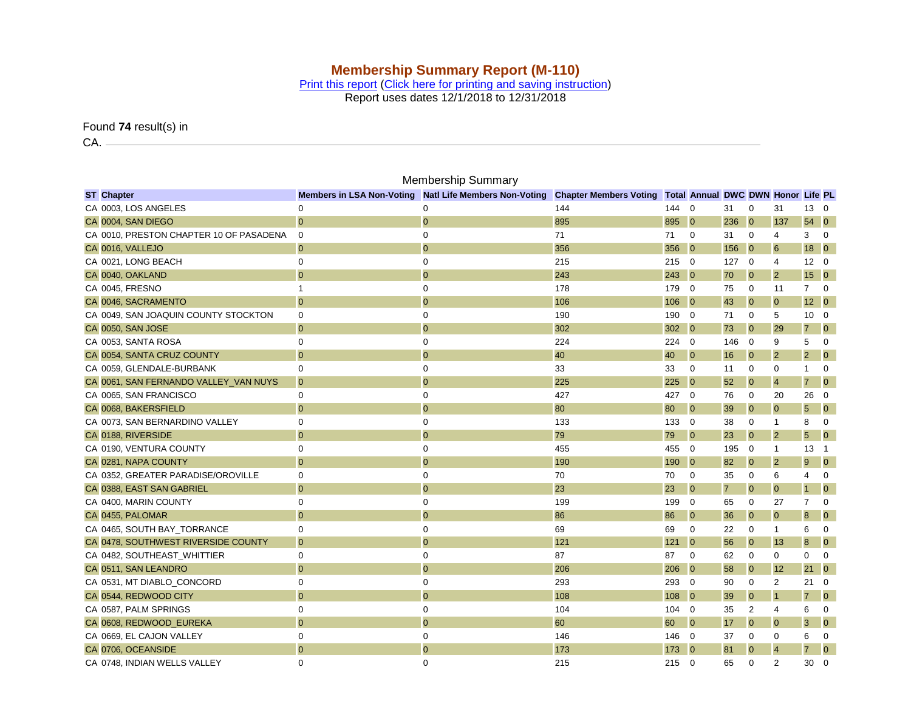# Membership Summary Report (M-110)

Print this report (Click here for printing and saving instruction)

Report uses dates 12/1/2018 to 12/31/2018

Found **74** result(s) in

CA.

Membership Summary

| ST | Chapter | Members in LSA Non-Voting | Natl Life Members Non-Voting | Chapter Members Voting | Total | Annual | DWC | DWN | Honor | Life | PL |
|---|---|---|---|---|---|---|---|---|---|---|---|
| CA | 0003, LOS ANGELES | 0 | 0 | 144 | 144 | 0 | 31 | 0 | 31 | 13 | 0 |
| CA | 0004, SAN DIEGO | 0 | 0 | 895 | 895 | 0 | 236 | 0 | 137 | 54 | 0 |
| CA | 0010, PRESTON CHAPTER 10 OF PASADENA | 0 | 0 | 71 | 71 | 0 | 31 | 0 | 4 | 3 | 0 |
| CA | 0016, VALLEJO | 0 | 0 | 356 | 356 | 0 | 156 | 0 | 6 | 18 | 0 |
| CA | 0021, LONG BEACH | 0 | 0 | 215 | 215 | 0 | 127 | 0 | 4 | 12 | 0 |
| CA | 0040, OAKLAND | 0 | 0 | 243 | 243 | 0 | 70 | 0 | 2 | 15 | 0 |
| CA | 0045, FRESNO | 1 | 0 | 178 | 179 | 0 | 75 | 0 | 11 | 7 | 0 |
| CA | 0046, SACRAMENTO | 0 | 0 | 106 | 106 | 0 | 43 | 0 | 0 | 12 | 0 |
| CA | 0049, SAN JOAQUIN COUNTY STOCKTON | 0 | 0 | 190 | 190 | 0 | 71 | 0 | 5 | 10 | 0 |
| CA | 0050, SAN JOSE | 0 | 0 | 302 | 302 | 0 | 73 | 0 | 29 | 7 | 0 |
| CA | 0053, SANTA ROSA | 0 | 0 | 224 | 224 | 0 | 146 | 0 | 9 | 5 | 0 |
| CA | 0054, SANTA CRUZ COUNTY | 0 | 0 | 40 | 40 | 0 | 16 | 0 | 2 | 2 | 0 |
| CA | 0059, GLENDALE-BURBANK | 0 | 0 | 33 | 33 | 0 | 11 | 0 | 0 | 1 | 0 |
| CA | 0061, SAN FERNANDO VALLEY_VAN NUYS | 0 | 0 | 225 | 225 | 0 | 52 | 0 | 4 | 7 | 0 |
| CA | 0065, SAN FRANCISCO | 0 | 0 | 427 | 427 | 0 | 76 | 0 | 20 | 26 | 0 |
| CA | 0068, BAKERSFIELD | 0 | 0 | 80 | 80 | 0 | 39 | 0 | 0 | 5 | 0 |
| CA | 0073, SAN BERNARDINO VALLEY | 0 | 0 | 133 | 133 | 0 | 38 | 0 | 1 | 8 | 0 |
| CA | 0188, RIVERSIDE | 0 | 0 | 79 | 79 | 0 | 23 | 0 | 2 | 5 | 0 |
| CA | 0190, VENTURA COUNTY | 0 | 0 | 455 | 455 | 0 | 195 | 0 | 1 | 13 | 1 |
| CA | 0281, NAPA COUNTY | 0 | 0 | 190 | 190 | 0 | 82 | 0 | 2 | 9 | 0 |
| CA | 0352, GREATER PARADISE/OROVILLE | 0 | 0 | 70 | 70 | 0 | 35 | 0 | 6 | 4 | 0 |
| CA | 0388, EAST SAN GABRIEL | 0 | 0 | 23 | 23 | 0 | 7 | 0 | 0 | 1 | 0 |
| CA | 0400, MARIN COUNTY | 0 | 0 | 199 | 199 | 0 | 65 | 0 | 27 | 7 | 0 |
| CA | 0455, PALOMAR | 0 | 0 | 86 | 86 | 0 | 36 | 0 | 0 | 8 | 0 |
| CA | 0465, SOUTH BAY_TORRANCE | 0 | 0 | 69 | 69 | 0 | 22 | 0 | 1 | 6 | 0 |
| CA | 0478, SOUTHWEST RIVERSIDE COUNTY | 0 | 0 | 121 | 121 | 0 | 56 | 0 | 13 | 8 | 0 |
| CA | 0482, SOUTHEAST_WHITTIER | 0 | 0 | 87 | 87 | 0 | 62 | 0 | 0 | 0 | 0 |
| CA | 0511, SAN LEANDRO | 0 | 0 | 206 | 206 | 0 | 58 | 0 | 12 | 21 | 0 |
| CA | 0531, MT DIABLO_CONCORD | 0 | 0 | 293 | 293 | 0 | 90 | 0 | 2 | 21 | 0 |
| CA | 0544, REDWOOD CITY | 0 | 0 | 108 | 108 | 0 | 39 | 0 | 1 | 7 | 0 |
| CA | 0587, PALM SPRINGS | 0 | 0 | 104 | 104 | 0 | 35 | 2 | 4 | 6 | 0 |
| CA | 0608, REDWOOD_EUREKA | 0 | 0 | 60 | 60 | 0 | 17 | 0 | 0 | 3 | 0 |
| CA | 0669, EL CAJON VALLEY | 0 | 0 | 146 | 146 | 0 | 37 | 0 | 0 | 6 | 0 |
| CA | 0706, OCEANSIDE | 0 | 0 | 173 | 173 | 0 | 81 | 0 | 4 | 7 | 0 |
| CA | 0748, INDIAN WELLS VALLEY | 0 | 0 | 215 | 215 | 0 | 65 | 0 | 2 | 30 | 0 |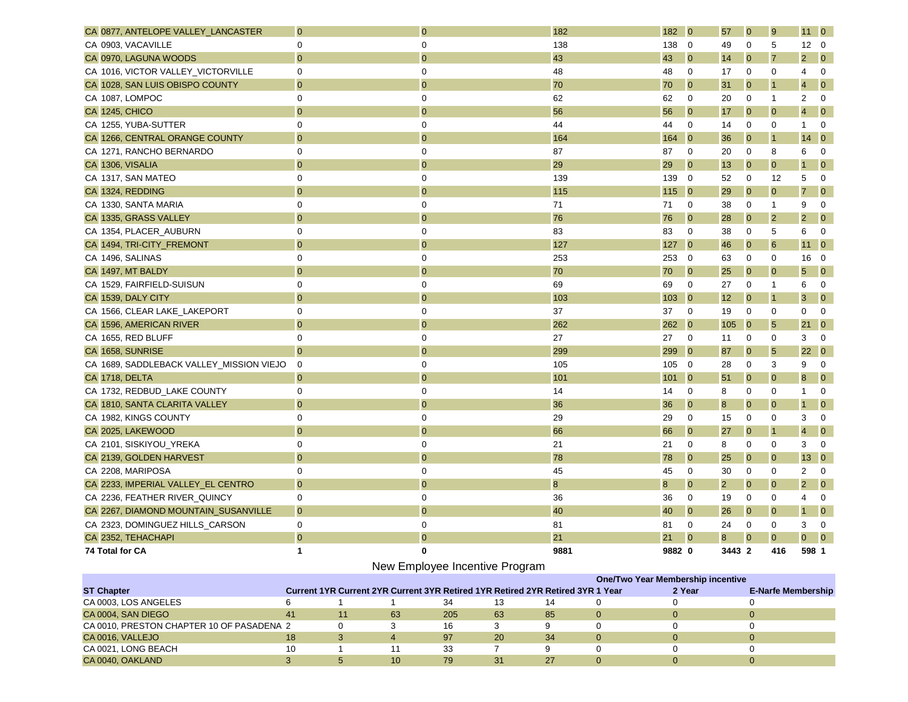| | | | | | | | | | | |
|---|---|---|---|---|---|---|---|---|---|---|
| CA 0877, ANTELOPE VALLEY_LANCASTER | 0 | 0 | 182 | 182 | 0 | 57 | 0 | 9 | 11 | 0 |
| CA 0903, VACAVILLE | 0 | 0 | 138 | 138 | 0 | 49 | 0 | 5 | 12 | 0 |
| CA 0970, LAGUNA WOODS | 0 | 0 | 43 | 43 | 0 | 14 | 0 | 7 | 2 | 0 |
| CA 1016, VICTOR VALLEY_VICTORVILLE | 0 | 0 | 48 | 48 | 0 | 17 | 0 | 0 | 4 | 0 |
| CA 1028, SAN LUIS OBISPO COUNTY | 0 | 0 | 70 | 70 | 0 | 31 | 0 | 1 | 4 | 0 |
| CA 1087, LOMPOC | 0 | 0 | 62 | 62 | 0 | 20 | 0 | 1 | 2 | 0 |
| CA 1245, CHICO | 0 | 0 | 56 | 56 | 0 | 17 | 0 | 0 | 4 | 0 |
| CA 1255, YUBA-SUTTER | 0 | 0 | 44 | 44 | 0 | 14 | 0 | 0 | 1 | 0 |
| CA 1266, CENTRAL ORANGE COUNTY | 0 | 0 | 164 | 164 | 0 | 36 | 0 | 1 | 14 | 0 |
| CA 1271, RANCHO BERNARDO | 0 | 0 | 87 | 87 | 0 | 20 | 0 | 8 | 6 | 0 |
| CA 1306, VISALIA | 0 | 0 | 29 | 29 | 0 | 13 | 0 | 0 | 1 | 0 |
| CA 1317, SAN MATEO | 0 | 0 | 139 | 139 | 0 | 52 | 0 | 12 | 5 | 0 |
| CA 1324, REDDING | 0 | 0 | 115 | 115 | 0 | 29 | 0 | 0 | 7 | 0 |
| CA 1330, SANTA MARIA | 0 | 0 | 71 | 71 | 0 | 38 | 0 | 1 | 9 | 0 |
| CA 1335, GRASS VALLEY | 0 | 0 | 76 | 76 | 0 | 28 | 0 | 2 | 2 | 0 |
| CA 1354, PLACER_AUBURN | 0 | 0 | 83 | 83 | 0 | 38 | 0 | 5 | 6 | 0 |
| CA 1494, TRI-CITY_FREMONT | 0 | 0 | 127 | 127 | 0 | 46 | 0 | 6 | 11 | 0 |
| CA 1496, SALINAS | 0 | 0 | 253 | 253 | 0 | 63 | 0 | 0 | 16 | 0 |
| CA 1497, MT BALDY | 0 | 0 | 70 | 70 | 0 | 25 | 0 | 0 | 5 | 0 |
| CA 1529, FAIRFIELD-SUISUN | 0 | 0 | 69 | 69 | 0 | 27 | 0 | 1 | 6 | 0 |
| CA 1539, DALY CITY | 0 | 0 | 103 | 103 | 0 | 12 | 0 | 1 | 3 | 0 |
| CA 1566, CLEAR LAKE_LAKEPORT | 0 | 0 | 37 | 37 | 0 | 19 | 0 | 0 | 0 | 0 |
| CA 1596, AMERICAN RIVER | 0 | 0 | 262 | 262 | 0 | 105 | 0 | 5 | 21 | 0 |
| CA 1655, RED BLUFF | 0 | 0 | 27 | 27 | 0 | 11 | 0 | 0 | 3 | 0 |
| CA 1658, SUNRISE | 0 | 0 | 299 | 299 | 0 | 87 | 0 | 5 | 22 | 0 |
| CA 1689, SADDLEBACK VALLEY_MISSION VIEJO | 0 | 0 | 105 | 105 | 0 | 28 | 0 | 3 | 9 | 0 |
| CA 1718, DELTA | 0 | 0 | 101 | 101 | 0 | 51 | 0 | 0 | 8 | 0 |
| CA 1732, REDBUD_LAKE COUNTY | 0 | 0 | 14 | 14 | 0 | 8 | 0 | 0 | 1 | 0 |
| CA 1810, SANTA CLARITA VALLEY | 0 | 0 | 36 | 36 | 0 | 8 | 0 | 0 | 1 | 0 |
| CA 1982, KINGS COUNTY | 0 | 0 | 29 | 29 | 0 | 15 | 0 | 0 | 3 | 0 |
| CA 2025, LAKEWOOD | 0 | 0 | 66 | 66 | 0 | 27 | 0 | 1 | 4 | 0 |
| CA 2101, SISKIYOU_YREKA | 0 | 0 | 21 | 21 | 0 | 8 | 0 | 0 | 3 | 0 |
| CA 2139, GOLDEN HARVEST | 0 | 0 | 78 | 78 | 0 | 25 | 0 | 0 | 13 | 0 |
| CA 2208, MARIPOSA | 0 | 0 | 45 | 45 | 0 | 30 | 0 | 0 | 2 | 0 |
| CA 2233, IMPERIAL VALLEY_EL CENTRO | 0 | 0 | 8 | 8 | 0 | 2 | 0 | 0 | 2 | 0 |
| CA 2236, FEATHER RIVER_QUINCY | 0 | 0 | 36 | 36 | 0 | 19 | 0 | 0 | 4 | 0 |
| CA 2267, DIAMOND MOUNTAIN_SUSANVILLE | 0 | 0 | 40 | 40 | 0 | 26 | 0 | 0 | 1 | 0 |
| CA 2323, DOMINGUEZ HILLS_CARSON | 0 | 0 | 81 | 81 | 0 | 24 | 0 | 0 | 3 | 0 |
| CA 2352, TEHACHAPI | 0 | 0 | 21 | 21 | 0 | 8 | 0 | 0 | 0 | 0 |
| **74 Total for CA** | **1** | **0** | **9881** | **9882** | **0** | **3443** | **2** | **416** | **598** | **1** |

## New Employee Incentive Program

| ST Chapter | Current 1YR | Current 2YR | Current 3YR | Retired 1YR | Retired 2YR | Retired 3YR | One/Two Year Membership incentive 1 Year | 2 Year | E-Narfe Membership |
|---|---|---|---|---|---|---|---|---|---|
| CA 0003, LOS ANGELES | 6 | 1 | 1 | 34 | 13 | 14 | 0 | 0 | 0 |
| CA 0004, SAN DIEGO | 41 | 11 | 63 | 205 | 63 | 85 | 0 | 0 | 0 |
| CA 0010, PRESTON CHAPTER 10 OF PASADENA | 2 | 0 | 3 | 16 | 3 | 9 | 0 | 0 | 0 |
| CA 0016, VALLEJO | 18 | 3 | 4 | 97 | 20 | 34 | 0 | 0 | 0 |
| CA 0021, LONG BEACH | 10 | 1 | 11 | 33 | 7 | 9 | 0 | 0 | 0 |
| CA 0040, OAKLAND | 3 | 5 | 10 | 79 | 31 | 27 | 0 | 0 | 0 |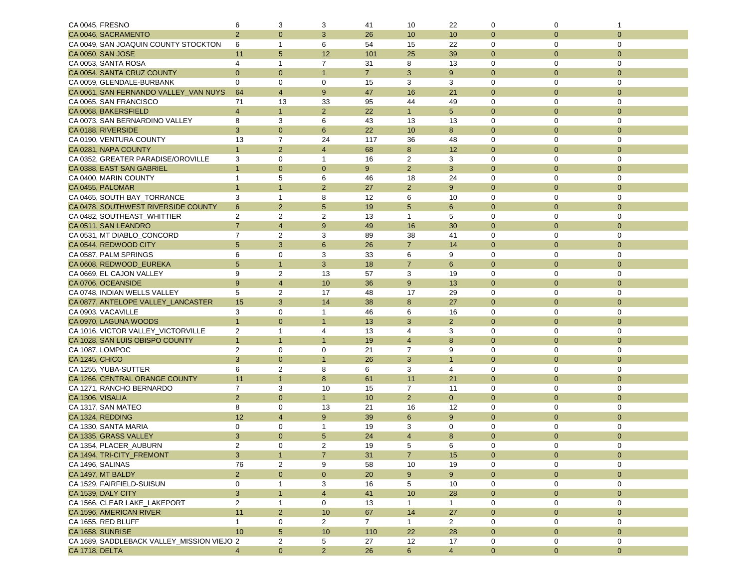| | | | | | | | | | |
|---|---|---|---|---|---|---|---|---|---|
| CA 0045, FRESNO | 6 | 3 | 3 | 41 | 10 | 22 | 0 | 0 | 1 |
| CA 0046, SACRAMENTO | 2 | 0 | 3 | 26 | 10 | 10 | 0 | 0 | 0 |
| CA 0049, SAN JOAQUIN COUNTY STOCKTON | 6 | 1 | 6 | 54 | 15 | 22 | 0 | 0 | 0 |
| CA 0050, SAN JOSE | 11 | 5 | 12 | 101 | 25 | 39 | 0 | 0 | 0 |
| CA 0053, SANTA ROSA | 4 | 1 | 7 | 31 | 8 | 13 | 0 | 0 | 0 |
| CA 0054, SANTA CRUZ COUNTY | 0 | 0 | 1 | 7 | 3 | 9 | 0 | 0 | 0 |
| CA 0059, GLENDALE-BURBANK | 0 | 0 | 0 | 15 | 3 | 3 | 0 | 0 | 0 |
| CA 0061, SAN FERNANDO VALLEY_VAN NUYS | 64 | 4 | 9 | 47 | 16 | 21 | 0 | 0 | 0 |
| CA 0065, SAN FRANCISCO | 71 | 13 | 33 | 95 | 44 | 49 | 0 | 0 | 0 |
| CA 0068, BAKERSFIELD | 4 | 1 | 2 | 22 | 1 | 5 | 0 | 0 | 0 |
| CA 0073, SAN BERNARDINO VALLEY | 8 | 3 | 6 | 43 | 13 | 13 | 0 | 0 | 0 |
| CA 0188, RIVERSIDE | 3 | 0 | 6 | 22 | 10 | 8 | 0 | 0 | 0 |
| CA 0190, VENTURA COUNTY | 13 | 7 | 24 | 117 | 36 | 48 | 0 | 0 | 0 |
| CA 0281, NAPA COUNTY | 1 | 2 | 4 | 68 | 8 | 12 | 0 | 0 | 0 |
| CA 0352, GREATER PARADISE/OROVILLE | 3 | 0 | 1 | 16 | 2 | 3 | 0 | 0 | 0 |
| CA 0388, EAST SAN GABRIEL | 1 | 0 | 0 | 9 | 2 | 3 | 0 | 0 | 0 |
| CA 0400, MARIN COUNTY | 1 | 5 | 6 | 46 | 18 | 24 | 0 | 0 | 0 |
| CA 0455, PALOMAR | 1 | 1 | 2 | 27 | 2 | 9 | 0 | 0 | 0 |
| CA 0465, SOUTH BAY_TORRANCE | 3 | 1 | 8 | 12 | 6 | 10 | 0 | 0 | 0 |
| CA 0478, SOUTHWEST RIVERSIDE COUNTY | 6 | 2 | 5 | 19 | 5 | 6 | 0 | 0 | 0 |
| CA 0482, SOUTHEAST_WHITTIER | 2 | 2 | 2 | 13 | 1 | 5 | 0 | 0 | 0 |
| CA 0511, SAN LEANDRO | 7 | 4 | 9 | 49 | 16 | 30 | 0 | 0 | 0 |
| CA 0531, MT DIABLO_CONCORD | 7 | 2 | 3 | 89 | 38 | 41 | 0 | 0 | 0 |
| CA 0544, REDWOOD CITY | 5 | 3 | 6 | 26 | 7 | 14 | 0 | 0 | 0 |
| CA 0587, PALM SPRINGS | 6 | 0 | 3 | 33 | 6 | 9 | 0 | 0 | 0 |
| CA 0608, REDWOOD_EUREKA | 5 | 1 | 3 | 18 | 7 | 6 | 0 | 0 | 0 |
| CA 0669, EL CAJON VALLEY | 9 | 2 | 13 | 57 | 3 | 19 | 0 | 0 | 0 |
| CA 0706, OCEANSIDE | 9 | 4 | 10 | 36 | 9 | 13 | 0 | 0 | 0 |
| CA 0748, INDIAN WELLS VALLEY | 5 | 2 | 17 | 48 | 17 | 29 | 0 | 0 | 0 |
| CA 0877, ANTELOPE VALLEY_LANCASTER | 15 | 3 | 14 | 38 | 8 | 27 | 0 | 0 | 0 |
| CA 0903, VACAVILLE | 3 | 0 | 1 | 46 | 6 | 16 | 0 | 0 | 0 |
| CA 0970, LAGUNA WOODS | 1 | 0 | 1 | 13 | 3 | 2 | 0 | 0 | 0 |
| CA 1016, VICTOR VALLEY_VICTORVILLE | 2 | 1 | 4 | 13 | 4 | 3 | 0 | 0 | 0 |
| CA 1028, SAN LUIS OBISPO COUNTY | 1 | 1 | 1 | 19 | 4 | 8 | 0 | 0 | 0 |
| CA 1087, LOMPOC | 2 | 0 | 0 | 21 | 7 | 9 | 0 | 0 | 0 |
| CA 1245, CHICO | 3 | 0 | 1 | 26 | 3 | 1 | 0 | 0 | 0 |
| CA 1255, YUBA-SUTTER | 6 | 2 | 8 | 6 | 3 | 4 | 0 | 0 | 0 |
| CA 1266, CENTRAL ORANGE COUNTY | 11 | 1 | 8 | 61 | 11 | 21 | 0 | 0 | 0 |
| CA 1271, RANCHO BERNARDO | 7 | 3 | 10 | 15 | 7 | 11 | 0 | 0 | 0 |
| CA 1306, VISALIA | 2 | 0 | 1 | 10 | 2 | 0 | 0 | 0 | 0 |
| CA 1317, SAN MATEO | 8 | 0 | 13 | 21 | 16 | 12 | 0 | 0 | 0 |
| CA 1324, REDDING | 12 | 4 | 9 | 39 | 6 | 9 | 0 | 0 | 0 |
| CA 1330, SANTA MARIA | 0 | 0 | 1 | 19 | 3 | 0 | 0 | 0 | 0 |
| CA 1335, GRASS VALLEY | 3 | 0 | 5 | 24 | 4 | 8 | 0 | 0 | 0 |
| CA 1354, PLACER_AUBURN | 2 | 0 | 2 | 19 | 5 | 6 | 0 | 0 | 0 |
| CA 1494, TRI-CITY_FREMONT | 3 | 1 | 7 | 31 | 7 | 15 | 0 | 0 | 0 |
| CA 1496, SALINAS | 76 | 2 | 9 | 58 | 10 | 19 | 0 | 0 | 0 |
| CA 1497, MT BALDY | 2 | 0 | 0 | 20 | 9 | 9 | 0 | 0 | 0 |
| CA 1529, FAIRFIELD-SUISUN | 0 | 1 | 3 | 16 | 5 | 10 | 0 | 0 | 0 |
| CA 1539, DALY CITY | 3 | 1 | 4 | 41 | 10 | 28 | 0 | 0 | 0 |
| CA 1566, CLEAR LAKE_LAKEPORT | 2 | 1 | 0 | 13 | 1 | 1 | 0 | 0 | 0 |
| CA 1596, AMERICAN RIVER | 11 | 2 | 10 | 67 | 14 | 27 | 0 | 0 | 0 |
| CA 1655, RED BLUFF | 1 | 0 | 2 | 7 | 1 | 2 | 0 | 0 | 0 |
| CA 1658, SUNRISE | 10 | 5 | 10 | 110 | 22 | 28 | 0 | 0 | 0 |
| CA 1689, SADDLEBACK VALLEY_MISSION VIEJO | 2 | 2 | 5 | 27 | 12 | 17 | 0 | 0 | 0 |
| CA 1718, DELTA | 4 | 0 | 2 | 26 | 6 | 4 | 0 | 0 | 0 |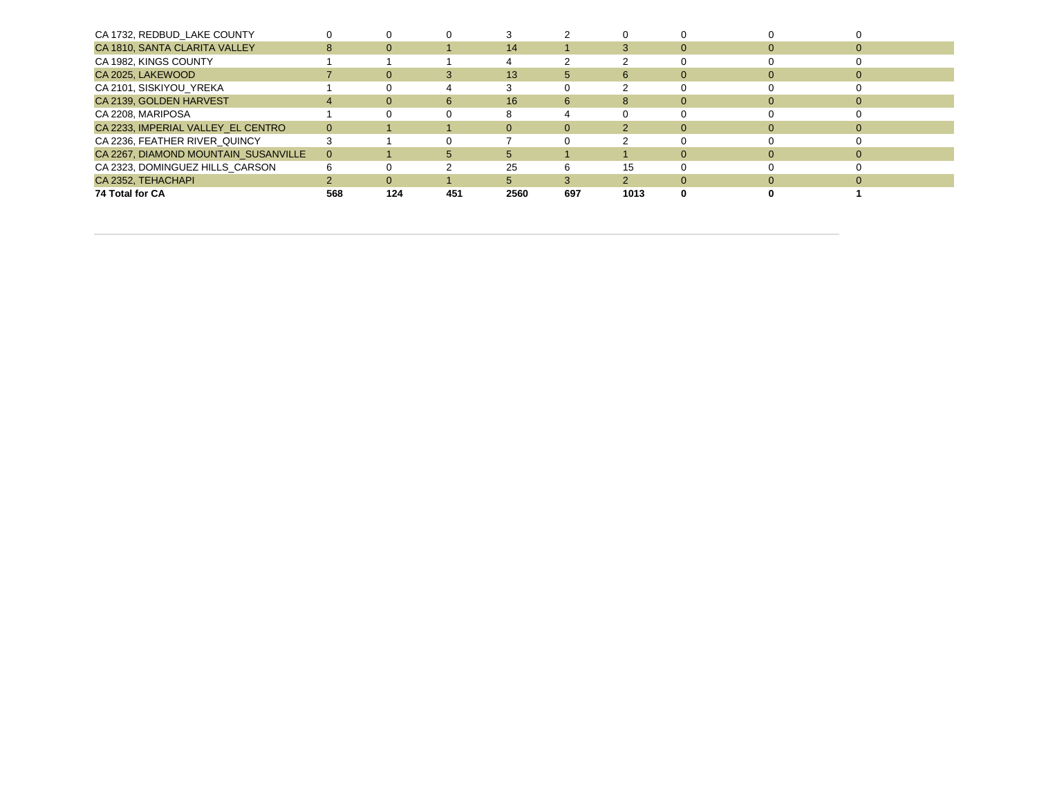| | | | | | | | | | |
|---|---|---|---|---|---|---|---|---|---|
| CA 1732, REDBUD_LAKE COUNTY | 0 | 0 | 0 | 3 | 2 | 0 | 0 | 0 | 0 |
| CA 1810, SANTA CLARITA VALLEY | 8 | 0 | 1 | 14 | 1 | 3 | 0 | 0 | 0 |
| CA 1982, KINGS COUNTY | 1 | 1 | 1 | 4 | 2 | 2 | 0 | 0 | 0 |
| CA 2025, LAKEWOOD | 7 | 0 | 3 | 13 | 5 | 6 | 0 | 0 | 0 |
| CA 2101, SISKIYOU_YREKA | 1 | 0 | 4 | 3 | 0 | 2 | 0 | 0 | 0 |
| CA 2139, GOLDEN HARVEST | 4 | 0 | 6 | 16 | 6 | 8 | 0 | 0 | 0 |
| CA 2208, MARIPOSA | 1 | 0 | 0 | 8 | 4 | 0 | 0 | 0 | 0 |
| CA 2233, IMPERIAL VALLEY_EL CENTRO | 0 | 1 | 1 | 0 | 0 | 2 | 0 | 0 | 0 |
| CA 2236, FEATHER RIVER_QUINCY | 3 | 1 | 0 | 7 | 0 | 2 | 0 | 0 | 0 |
| CA 2267, DIAMOND MOUNTAIN_SUSANVILLE | 0 | 1 | 5 | 5 | 1 | 1 | 0 | 0 | 0 |
| CA 2323, DOMINGUEZ HILLS_CARSON | 6 | 0 | 2 | 25 | 6 | 15 | 0 | 0 | 0 |
| CA 2352, TEHACHAPI | 2 | 0 | 1 | 5 | 3 | 2 | 0 | 0 | 0 |
| **74 Total for CA** | **568** | **124** | **451** | **2560** | **697** | **1013** | **0** | **0** | **1** |